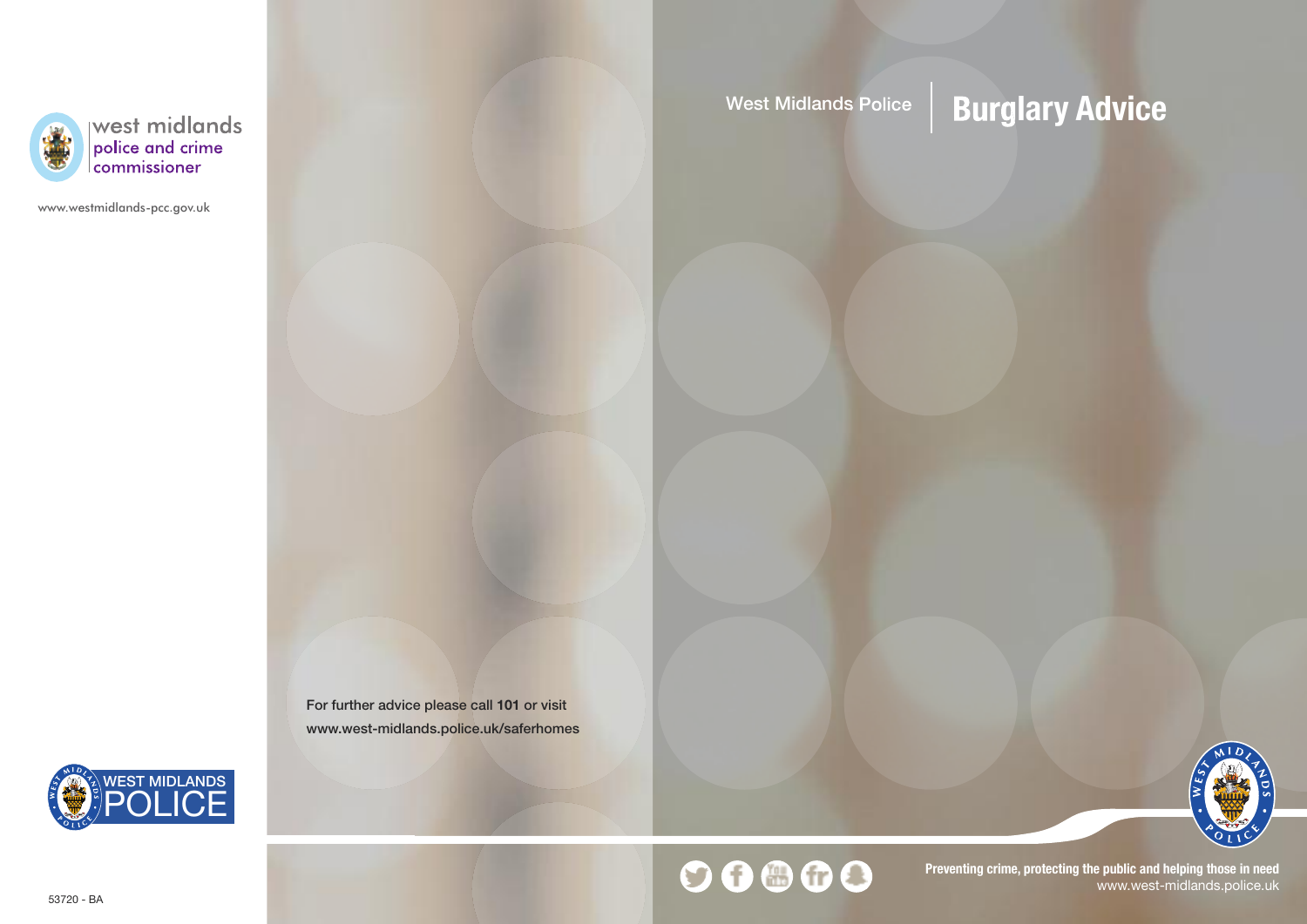west midlands
police and crime
commissioner

www.westmidlands-pcc.gov.uk

WEST MIDLANDS
POLICE

53720 - BA

For further advice please call **101** or visit
www.west-midlands.police.uk/saferhomes

West Midlands Police

# Burglary Advice

**Preventing crime, protecting the public and helping those in need**
www.west-midlands.police.uk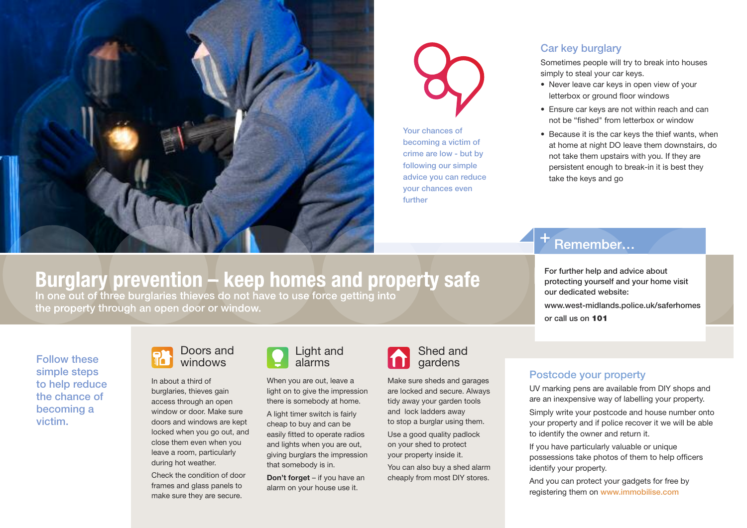Your chances of becoming a victim of crime are low - but by following our simple advice you can reduce your chances even further

## Car key burglary

Sometimes people will try to break into houses simply to steal your car keys.

- Never leave car keys in open view of your letterbox or ground floor windows
- Ensure car keys are not within reach and can not be "fished" from letterbox or window
- Because it is the car keys the thief wants, when at home at night DO leave them downstairs, do not take them upstairs with you. If they are persistent enough to break-in it is best they take the keys and go

## + Remember...

For further help and advice about protecting yourself and your home visit our dedicated website:

www.west-midlands.police.uk/saferhomes

or call us on **101**

# Burglary prevention – keep homes and property safe

In one out of three burglaries thieves do not have to use force getting into the property through an open door or window.

Follow these simple steps to help reduce the chance of becoming a victim.

### Doors and windows

In about a third of burglaries, thieves gain access through an open window or door. Make sure doors and windows are kept locked when you go out, and close them even when you leave a room, particularly during hot weather.

Check the condition of door frames and glass panels to make sure they are secure.

### Light and alarms

When you are out, leave a light on to give the impression there is somebody at home.

A light timer switch is fairly cheap to buy and can be easily fitted to operate radios and lights when you are out, giving burglars the impression that somebody is in.

**Don't forget** – if you have an alarm on your house use it.

### Shed and gardens

Make sure sheds and garages are locked and secure. Always tidy away your garden tools and lock ladders away to stop a burglar using them.

Use a good quality padlock on your shed to protect your property inside it.

You can also buy a shed alarm cheaply from most DIY stores.

## Postcode your property

UV marking pens are available from DIY shops and are an inexpensive way of labelling your property.

Simply write your postcode and house number onto your property and if police recover it we will be able to identify the owner and return it.

If you have particularly valuable or unique possessions take photos of them to help officers identify your property.

And you can protect your gadgets for free by registering them on www.immobilise.com